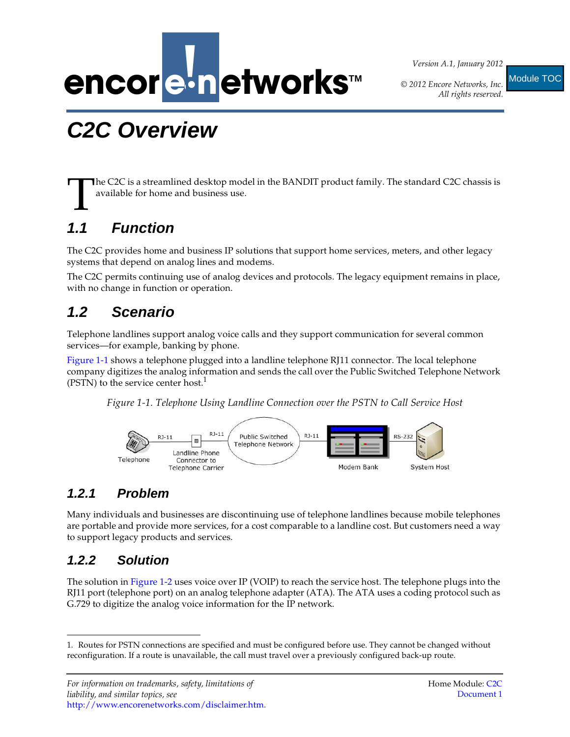# C2C Overview

The C2C is a streamlined desktop model in the BANDIT product family. The standard C2C chassis is available for home and business use.

## 1.1 Function

The C2C provides home and business IP solutions that support home services, meters, and other legacy systems that depend on analog lines and modems.

The C2C permits continuing use of analog devices and protocols. The legacy equipment remains in place, with no change in function or operation.

## 1.2 Scenario

Telephone landlines support analog voice calls and they support communication for several common services—for example, banking by phone.

Figure 1-1 shows a telephone plugged into a landline telephone RJ11 connector. The local telephone company digitizes the analog information and sends the call over the Public Switched Telephone Network (PSTN) to the service center host.[1]

*Figure 1-1. Telephone Using Landline Connection over the PSTN to Call Service Host*

Telephone — RJ-11 — Landline Phone Connector to Telephone Carrier — RJ-11 — Public Switched Telephone Network — RJ-11 — Modem Bank — RS-232 — System Host

### 1.2.1 Problem

Many individuals and businesses are discontinuing use of telephone landlines because mobile telephones are portable and provide more services, for a cost comparable to a landline cost. But customers need a way to support legacy products and services.

### 1.2.2 Solution

The solution in Figure 1-2 uses voice over IP (VOIP) to reach the service host. The telephone plugs into the RJ11 port (telephone port) on an analog telephone adapter (ATA). The ATA uses a coding protocol such as G.729 to digitize the analog voice information for the IP network.

---

1. Routes for PSTN connections are specified and must be configured before use. They cannot be changed without reconfiguration. If a route is unavailable, the call must travel over a previously configured back-up route.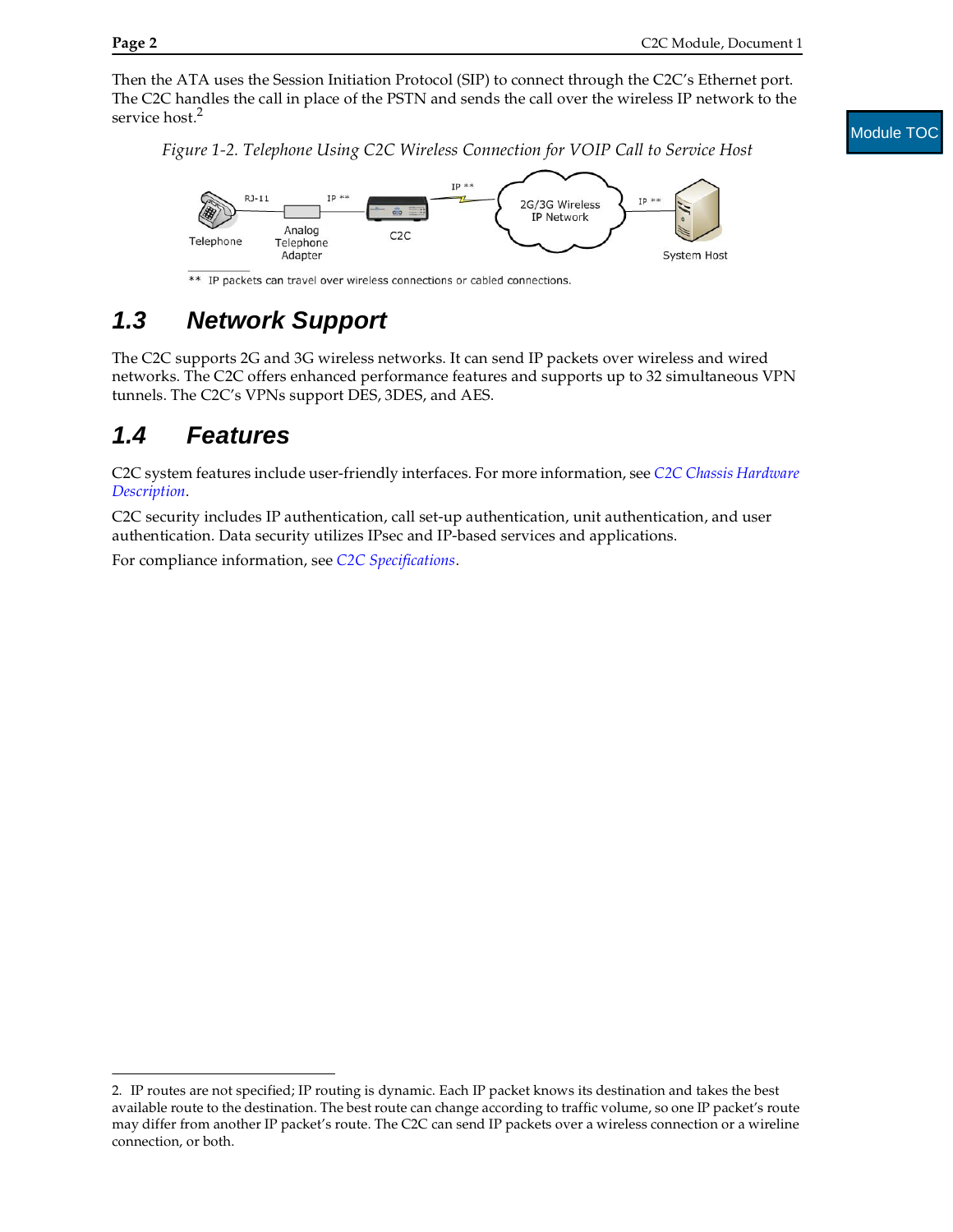Then the ATA uses the Session Initiation Protocol (SIP) to connect through the C2C's Ethernet port. The C2C handles the call in place of the PSTN and sends the call over the wireless IP network to the service host.[2]

*Figure 1-2. Telephone Using C2C Wireless Connection for VOIP Call to Service Host*

RJ-11
IP **
IP **
2G/3G Wireless IP Network
IP **
Telephone
Analog Telephone Adapter
C2C
System Host

** IP packets can travel over wireless connections or cabled connections.

## 1.3 Network Support

The C2C supports 2G and 3G wireless networks. It can send IP packets over wireless and wired networks. The C2C offers enhanced performance features and supports up to 32 simultaneous VPN tunnels. The C2C's VPNs support DES, 3DES, and AES.

## 1.4 Features

C2C system features include user-friendly interfaces. For more information, see *C2C Chassis Hardware Description*.

C2C security includes IP authentication, call set-up authentication, unit authentication, and user authentication. Data security utilizes IPsec and IP-based services and applications.

For compliance information, see *C2C Specifications*.

---

2. IP routes are not specified; IP routing is dynamic. Each IP packet knows its destination and takes the best available route to the destination. The best route can change according to traffic volume, so one IP packet's route may differ from another IP packet's route. The C2C can send IP packets over a wireless connection or a wireline connection, or both.